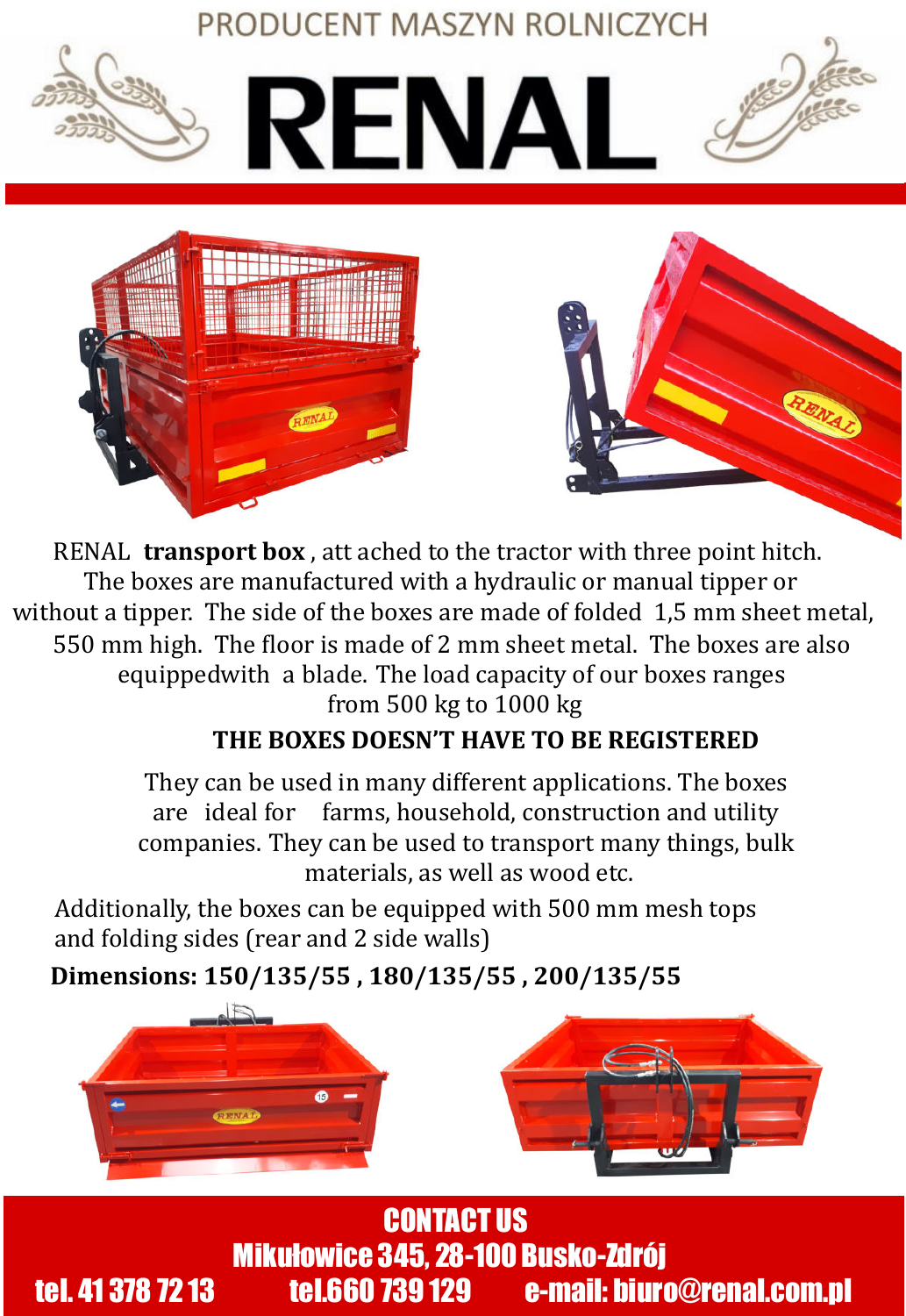PRODUCENT MASZYN ROLNICZYCH

# RENAL

RENAL **transport box** , att ached to the tractor with three point hitch. The boxes are manufactured with a hydraulic or manual tipper or without a tipper. The side of the boxes are made of folded 1,5 mm sheet metal, 550 mm high. The floor is made of 2 mm sheet metal. The boxes are also equippedwith a blade. The load capacity of our boxes ranges from 500 kg to 1000 kg

**THE BOXES DOESN'T HAVE TO BE REGISTERED**

They can be used in many different applications. The boxes are ideal for farms, household, construction and utility companies. They can be used to transport many things, bulk materials, as well as wood etc.

Additionally, the boxes can be equipped with 500 mm mesh tops and folding sides (rear and 2 side walls)

**Dimensions: 150/135/55 , 180/135/55 , 200/135/55**

**CONTACT US**

**Mikułowice 345, 28-100 Busko-Zdrój**

**tel. 41 378 72 13 tel.660 739 129 e-mail: biuro@renal.com.pl**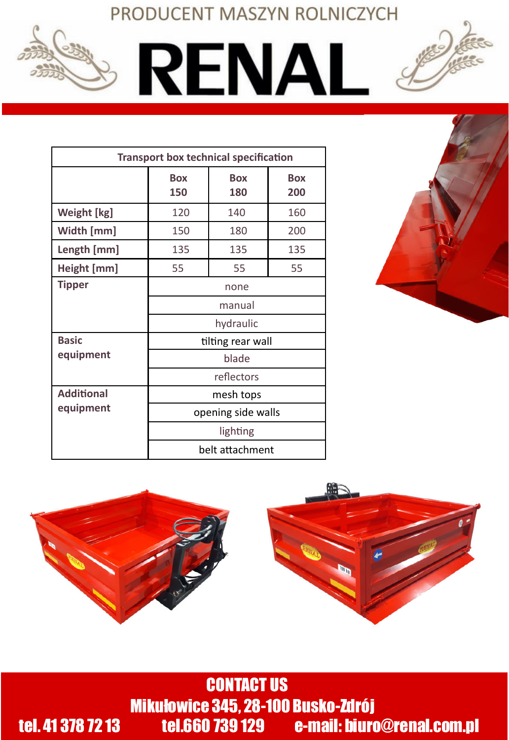PRODUCENT MASZYN ROLNICZYCH

# RENAL

| Transport box technical specification | | | |
|---|---|---|---|
| | Box 150 | Box 180 | Box 200 |
| Weight [kg] | 120 | 140 | 160 |
| Width [mm] | 150 | 180 | 200 |
| Length [mm] | 135 | 135 | 135 |
| Height [mm] | 55 | 55 | 55 |
| Tipper | none | | |
| | manual | | |
| | hydraulic | | |
| Basic equipment | tilting rear wall | | |
| | blade | | |
| | reflectors | | |
| Additional equipment | mesh tops | | |
| | opening side walls | | |
| | lighting | | |
| | belt attachment | | |

**CONTACT US**

**Mikułowice 345, 28-100 Busko-Zdrój**

**tel. 41 378 72 13** **tel.660 739 129** **e-mail: biuro@renal.com.pl**